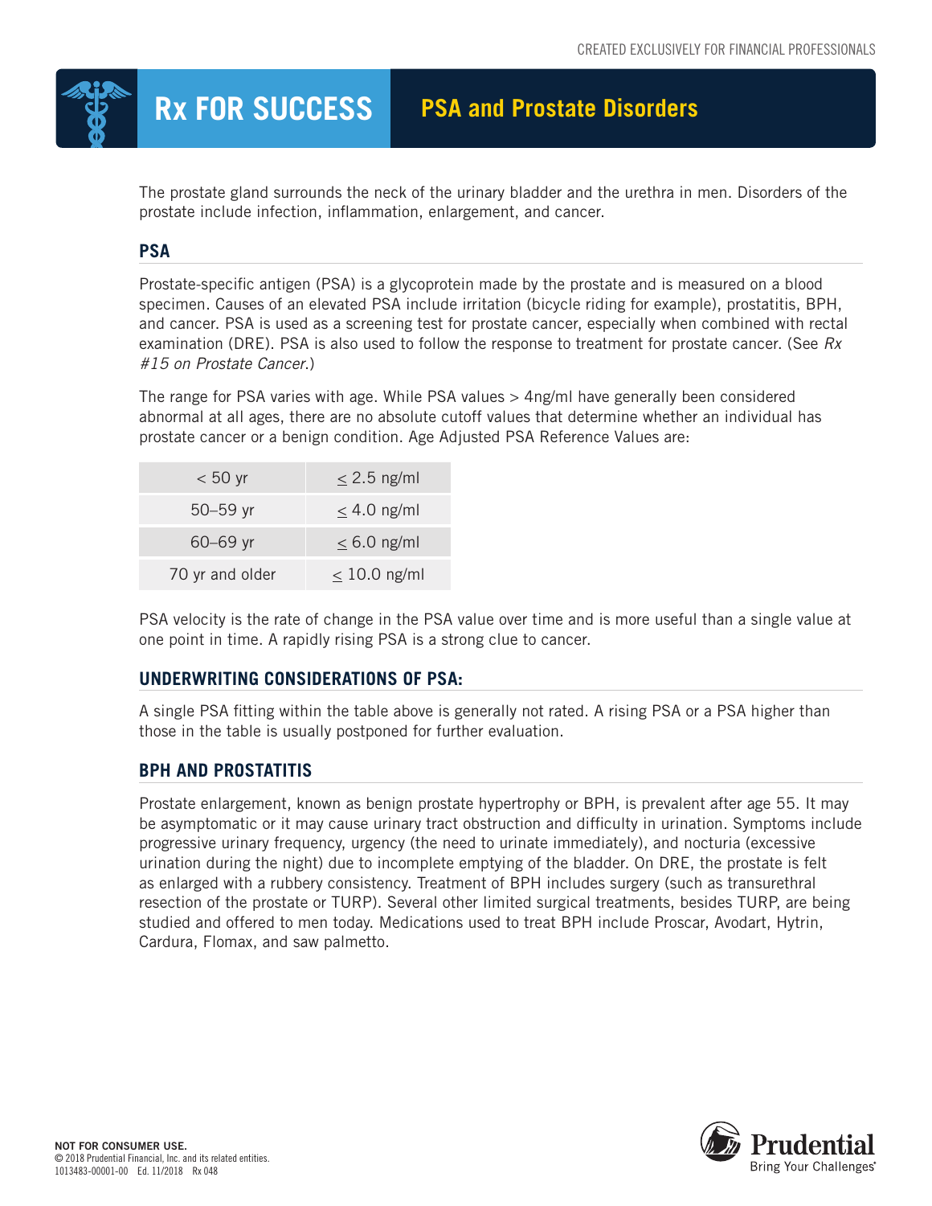CREATED EXCLUSIVELY FOR FINANCIAL PROFESSIONALS

# Rx FOR SUCCESS — PSA and Prostate Disorders

The prostate gland surrounds the neck of the urinary bladder and the urethra in men. Disorders of the prostate include infection, inflammation, enlargement, and cancer.

## PSA

Prostate-specific antigen (PSA) is a glycoprotein made by the prostate and is measured on a blood specimen. Causes of an elevated PSA include irritation (bicycle riding for example), prostatitis, BPH, and cancer. PSA is used as a screening test for prostate cancer, especially when combined with rectal examination (DRE). PSA is also used to follow the response to treatment for prostate cancer. (See *Rx #15 on Prostate Cancer.*)

The range for PSA varies with age. While PSA values > 4ng/ml have generally been considered abnormal at all ages, there are no absolute cutoff values that determine whether an individual has prostate cancer or a benign condition. Age Adjusted PSA Reference Values are:

| Age | PSA |
|---|---|
| < 50 yr | ≤ 2.5 ng/ml |
| 50–59 yr | ≤ 4.0 ng/ml |
| 60–69 yr | ≤ 6.0 ng/ml |
| 70 yr and older | ≤ 10.0 ng/ml |

PSA velocity is the rate of change in the PSA value over time and is more useful than a single value at one point in time. A rapidly rising PSA is a strong clue to cancer.

## UNDERWRITING CONSIDERATIONS OF PSA:

A single PSA fitting within the table above is generally not rated. A rising PSA or a PSA higher than those in the table is usually postponed for further evaluation.

## BPH AND PROSTATITIS

Prostate enlargement, known as benign prostate hypertrophy or BPH, is prevalent after age 55. It may be asymptomatic or it may cause urinary tract obstruction and difficulty in urination. Symptoms include progressive urinary frequency, urgency (the need to urinate immediately), and nocturia (excessive urination during the night) due to incomplete emptying of the bladder. On DRE, the prostate is felt as enlarged with a rubbery consistency. Treatment of BPH includes surgery (such as transurethral resection of the prostate or TURP). Several other limited surgical treatments, besides TURP, are being studied and offered to men today. Medications used to treat BPH include Proscar, Avodart, Hytrin, Cardura, Flomax, and saw palmetto.

**NOT FOR CONSUMER USE.**
© 2018 Prudential Financial, Inc. and its related entities.
1013483-00001-00 Ed. 11/2018 Rx 048

Prudential
Bring Your Challenges®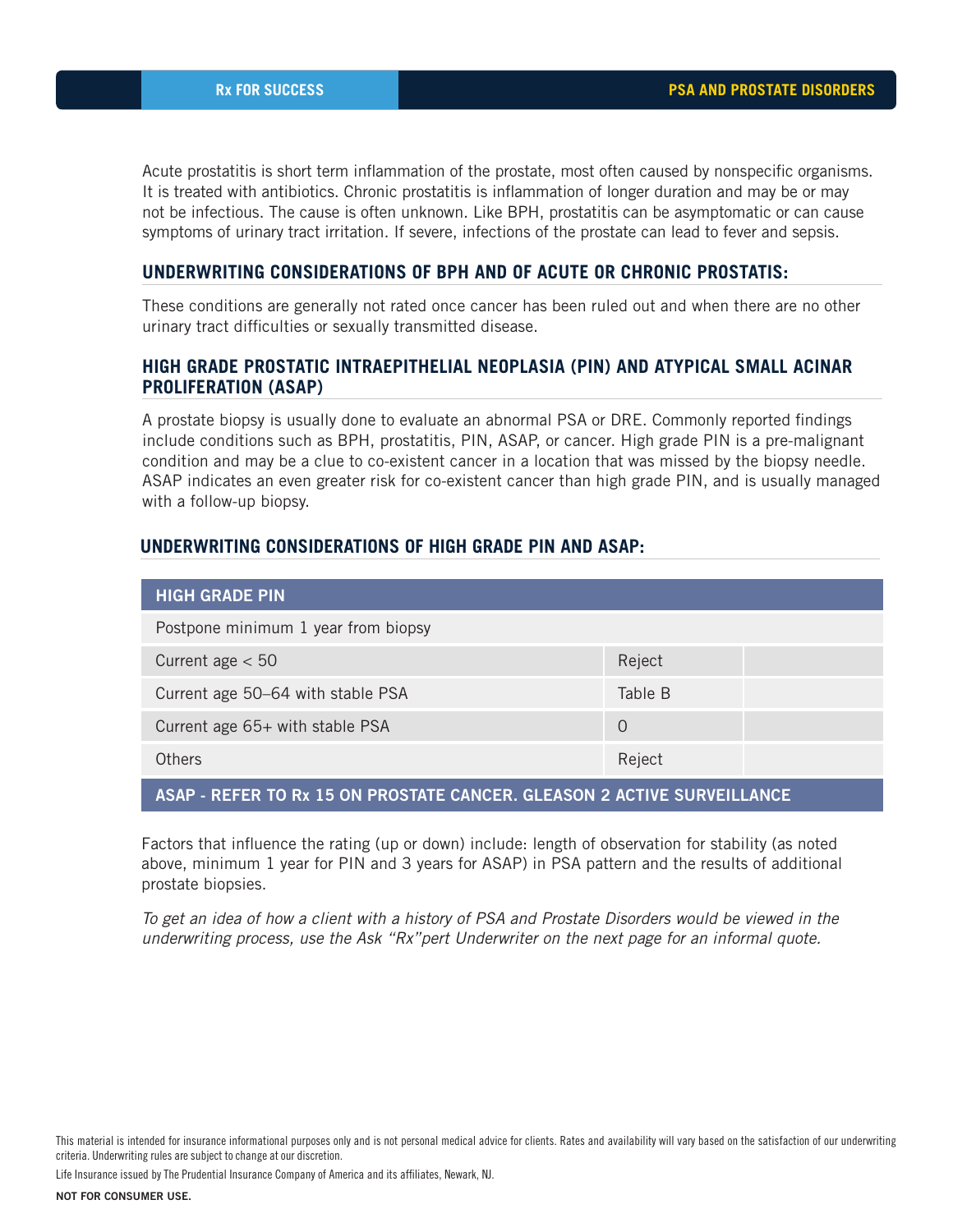Acute prostatitis is short term inflammation of the prostate, most often caused by nonspecific organisms. It is treated with antibiotics. Chronic prostatitis is inflammation of longer duration and may be or may not be infectious. The cause is often unknown. Like BPH, prostatitis can be asymptomatic or can cause symptoms of urinary tract irritation. If severe, infections of the prostate can lead to fever and sepsis.

## UNDERWRITING CONSIDERATIONS OF BPH AND OF ACUTE OR CHRONIC PROSTATIS:

These conditions are generally not rated once cancer has been ruled out and when there are no other urinary tract difficulties or sexually transmitted disease.

## HIGH GRADE PROSTATIC INTRAEPITHELIAL NEOPLASIA (PIN) AND ATYPICAL SMALL ACINAR PROLIFERATION (ASAP)

A prostate biopsy is usually done to evaluate an abnormal PSA or DRE. Commonly reported findings include conditions such as BPH, prostatitis, PIN, ASAP, or cancer. High grade PIN is a pre-malignant condition and may be a clue to co-existent cancer in a location that was missed by the biopsy needle. ASAP indicates an even greater risk for co-existent cancer than high grade PIN, and is usually managed with a follow-up biopsy.

## UNDERWRITING CONSIDERATIONS OF HIGH GRADE PIN AND ASAP:

| HIGH GRADE PIN | | |
|---|---|---|
| Postpone minimum 1 year from biopsy | | |
| Current age < 50 | Reject | |
| Current age 50–64 with stable PSA | Table B | |
| Current age 65+ with stable PSA | 0 | |
| Others | Reject | |
| **ASAP - REFER TO Rx 15 ON PROSTATE CANCER. GLEASON 2 ACTIVE SURVEILLANCE** | | |

Factors that influence the rating (up or down) include: length of observation for stability (as noted above, minimum 1 year for PIN and 3 years for ASAP) in PSA pattern and the results of additional prostate biopsies.

*To get an idea of how a client with a history of PSA and Prostate Disorders would be viewed in the underwriting process, use the Ask "Rx"pert Underwriter on the next page for an informal quote.*

This material is intended for insurance informational purposes only and is not personal medical advice for clients. Rates and availability will vary based on the satisfaction of our underwriting criteria. Underwriting rules are subject to change at our discretion.

Life Insurance issued by The Prudential Insurance Company of America and its affiliates, Newark, NJ.

NOT FOR CONSUMER USE.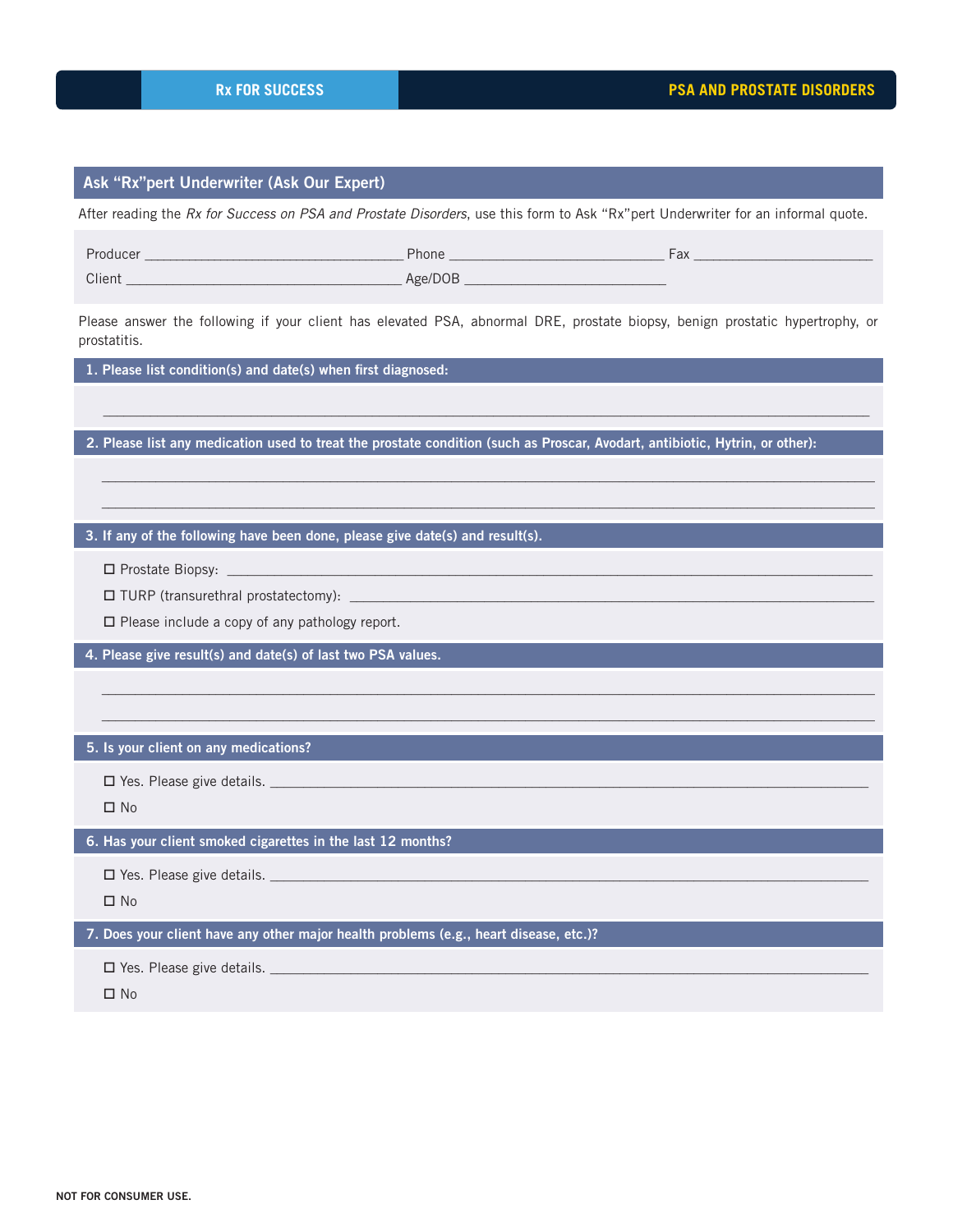## Ask "Rx"pert Underwriter (Ask Our Expert)

After reading the *Rx for Success on PSA and Prostate Disorders*, use this form to Ask "Rx"pert Underwriter for an informal quote.

Producer ________________________________ Phone ___________________________ Fax ______________________

Client ________________________________ Age/DOB __________________________

Please answer the following if your client has elevated PSA, abnormal DRE, prostate biopsy, benign prostatic hypertrophy, or prostatitis.

**1. Please list condition(s) and date(s) when first diagnosed:**

______________________________________________________________________________

**2. Please list any medication used to treat the prostate condition (such as Proscar, Avodart, antibiotic, Hytrin, or other):**

______________________________________________________________________________

______________________________________________________________________________

**3. If any of the following have been done, please give date(s) and result(s).**

☐ Prostate Biopsy: ______________________________________________________________

☐ TURP (transurethral prostatectomy): ______________________________________________

☐ Please include a copy of any pathology report.

**4. Please give result(s) and date(s) of last two PSA values.**

______________________________________________________________________________

______________________________________________________________________________

**5. Is your client on any medications?**

☐ Yes. Please give details. _______________________________________________________

☐ No

**6. Has your client smoked cigarettes in the last 12 months?**

☐ Yes. Please give details. _______________________________________________________

☐ No

**7. Does your client have any other major health problems (e.g., heart disease, etc.)?**

☐ Yes. Please give details. _______________________________________________________

☐ No

NOT FOR CONSUMER USE.